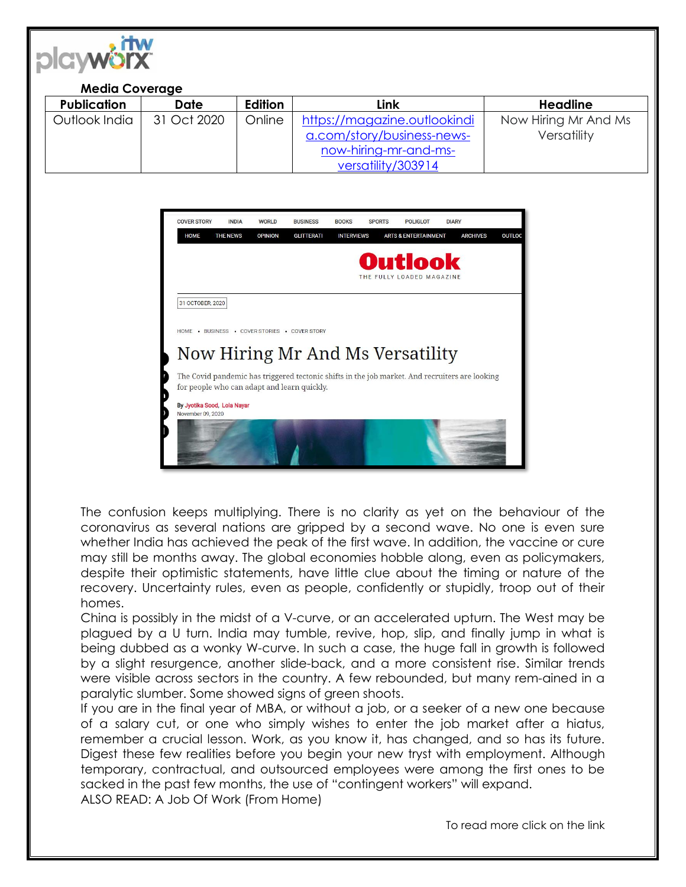**Media Coverage**

| Publication | Date | Edition | Link | Headline |
| --- | --- | --- | --- | --- |
| Outlook India | 31 Oct 2020 | Online | https://magazine.outlookindia.com/story/business-news-now-hiring-mr-and-ms-versatility/303914 | Now Hiring Mr And Ms Versatility |

COVER STORY INDIA WORLD BUSINESS BOOKS SPORTS POLIGLOT DIARY

HOME THE NEWS OPINION GLITTERATI INTERVIEWS ARTS & ENTERTAINMENT ARCHIVES OUTLOO

**Outlook**
THE FULLY LOADED MAGAZINE

31 OCTOBER 2020

HOME • BUSINESS • COVER STORIES • COVER STORY

# Now Hiring Mr And Ms Versatility

The Covid pandemic has triggered tectonic shifts in the job market. And recruiters are looking for people who can adapt and learn quickly.

By Jyotika Sood, Lola Nayar
November 09, 2020

The confusion keeps multiplying. There is no clarity as yet on the behaviour of the coronavirus as several nations are gripped by a second wave. No one is even sure whether India has achieved the peak of the first wave. In addition, the vaccine or cure may still be months away. The global economies hobble along, even as policymakers, despite their optimistic statements, have little clue about the timing or nature of the recovery. Uncertainty rules, even as people, confidently or stupidly, troop out of their homes.

China is possibly in the midst of a V-curve, or an accelerated upturn. The West may be plagued by a U turn. India may tumble, revive, hop, slip, and finally jump in what is being dubbed as a wonky W-curve. In such a case, the huge fall in growth is followed by a slight resurgence, another slide-back, and a more consistent rise. Similar trends were visible across sectors in the country. A few rebounded, but many rem-ained in a paralytic slumber. Some showed signs of green shoots.

If you are in the final year of MBA, or without a job, or a seeker of a new one because of a salary cut, or one who simply wishes to enter the job market after a hiatus, remember a crucial lesson. Work, as you know it, has changed, and so has its future. Digest these few realities before you begin your new tryst with employment. Although temporary, contractual, and outsourced employees were among the first ones to be sacked in the past few months, the use of "contingent workers" will expand.

ALSO READ: A Job Of Work (From Home)

To read more click on the link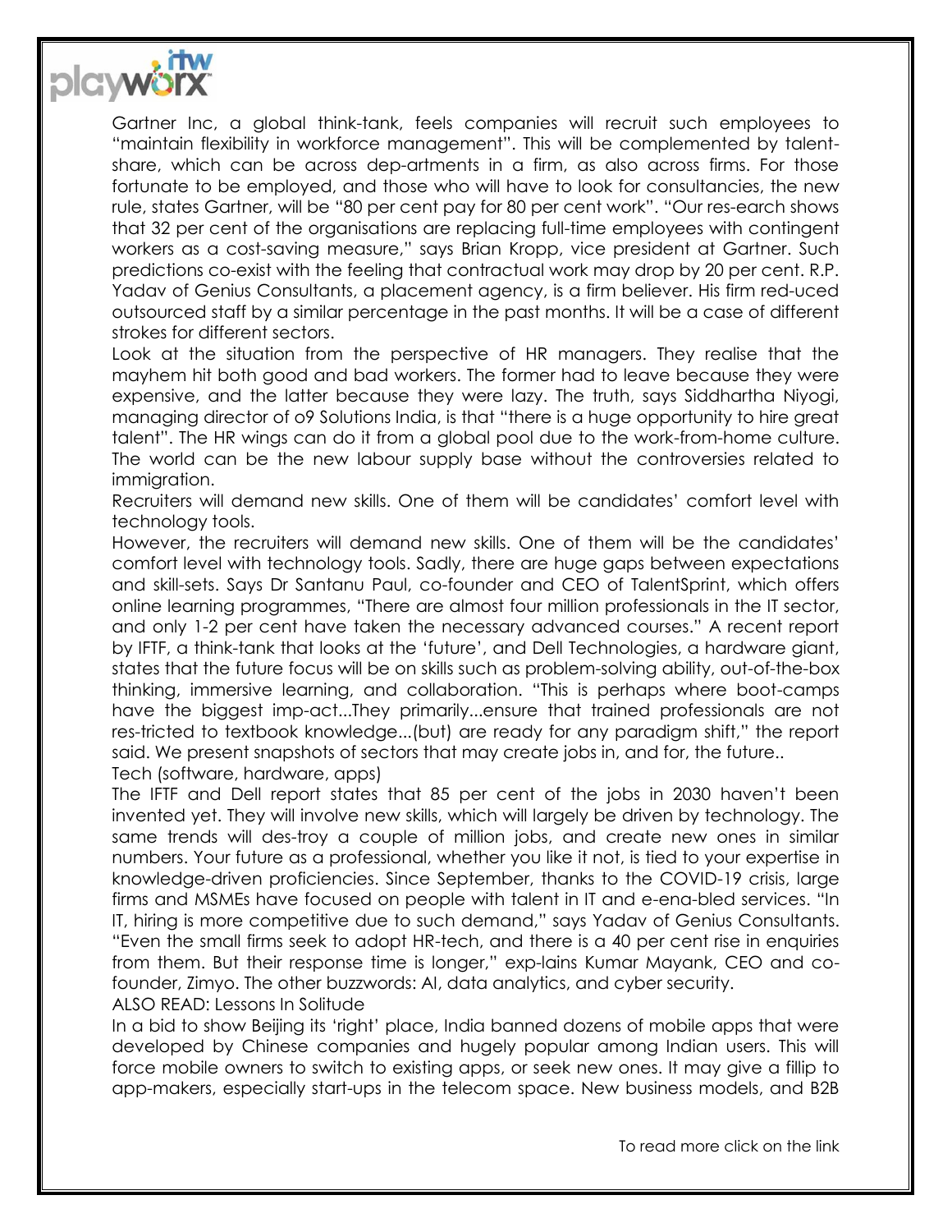Gartner Inc, a global think-tank, feels companies will recruit such employees to "maintain flexibility in workforce management". This will be complemented by talent-share, which can be across dep-artments in a firm, as also across firms. For those fortunate to be employed, and those who will have to look for consultancies, the new rule, states Gartner, will be "80 per cent pay for 80 per cent work". "Our res-earch shows that 32 per cent of the organisations are replacing full-time employees with contingent workers as a cost-saving measure," says Brian Kropp, vice president at Gartner. Such predictions co-exist with the feeling that contractual work may drop by 20 per cent. R.P. Yadav of Genius Consultants, a placement agency, is a firm believer. His firm red-uced outsourced staff by a similar percentage in the past months. It will be a case of different strokes for different sectors.

Look at the situation from the perspective of HR managers. They realise that the mayhem hit both good and bad workers. The former had to leave because they were expensive, and the latter because they were lazy. The truth, says Siddhartha Niyogi, managing director of o9 Solutions India, is that "there is a huge opportunity to hire great talent". The HR wings can do it from a global pool due to the work-from-home culture. The world can be the new labour supply base without the controversies related to immigration.

Recruiters will demand new skills. One of them will be candidates' comfort level with technology tools.

However, the recruiters will demand new skills. One of them will be the candidates' comfort level with technology tools. Sadly, there are huge gaps between expectations and skill-sets. Says Dr Santanu Paul, co-founder and CEO of TalentSprint, which offers online learning programmes, "There are almost four million professionals in the IT sector, and only 1-2 per cent have taken the necessary advanced courses." A recent report by IFTF, a think-tank that looks at the 'future', and Dell Technologies, a hardware giant, states that the future focus will be on skills such as problem-solving ability, out-of-the-box thinking, immersive learning, and collaboration. "This is perhaps where boot-camps have the biggest imp-act...They primarily...ensure that trained professionals are not res-tricted to textbook knowledge...(but) are ready for any paradigm shift," the report said. We present snapshots of sectors that may create jobs in, and for, the future..

Tech (software, hardware, apps)

The IFTF and Dell report states that 85 per cent of the jobs in 2030 haven't been invented yet. They will involve new skills, which will largely be driven by technology. The same trends will des-troy a couple of million jobs, and create new ones in similar numbers. Your future as a professional, whether you like it not, is tied to your expertise in knowledge-driven proficiencies. Since September, thanks to the COVID-19 crisis, large firms and MSMEs have focused on people with talent in IT and e-ena-bled services. "In IT, hiring is more competitive due to such demand," says Yadav of Genius Consultants. "Even the small firms seek to adopt HR-tech, and there is a 40 per cent rise in enquiries from them. But their response time is longer," exp-lains Kumar Mayank, CEO and co-founder, Zimyo. The other buzzwords: AI, data analytics, and cyber security.

ALSO READ: Lessons In Solitude

In a bid to show Beijing its 'right' place, India banned dozens of mobile apps that were developed by Chinese companies and hugely popular among Indian users. This will force mobile owners to switch to existing apps, or seek new ones. It may give a fillip to app-makers, especially start-ups in the telecom space. New business models, and B2B

To read more click on the link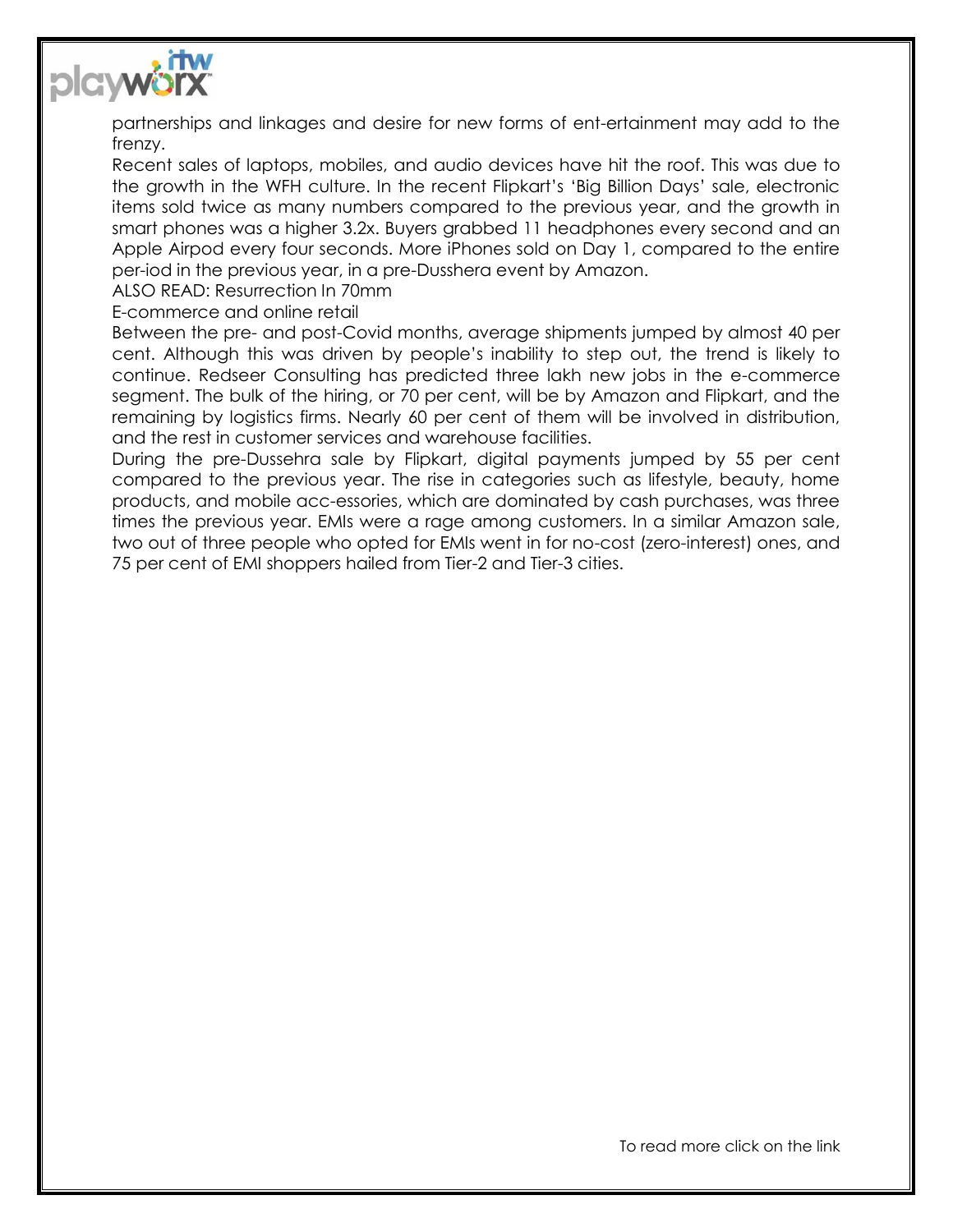partnerships and linkages and desire for new forms of ent-ertainment may add to the frenzy.

Recent sales of laptops, mobiles, and audio devices have hit the roof. This was due to the growth in the WFH culture. In the recent Flipkart's 'Big Billion Days' sale, electronic items sold twice as many numbers compared to the previous year, and the growth in smart phones was a higher 3.2x. Buyers grabbed 11 headphones every second and an Apple Airpod every four seconds. More iPhones sold on Day 1, compared to the entire per-iod in the previous year, in a pre-Dusshera event by Amazon.

ALSO READ: Resurrection In 70mm

E-commerce and online retail

Between the pre- and post-Covid months, average shipments jumped by almost 40 per cent. Although this was driven by people's inability to step out, the trend is likely to continue. Redseer Consulting has predicted three lakh new jobs in the e-commerce segment. The bulk of the hiring, or 70 per cent, will be by Amazon and Flipkart, and the remaining by logistics firms. Nearly 60 per cent of them will be involved in distribution, and the rest in customer services and warehouse facilities.

During the pre-Dussehra sale by Flipkart, digital payments jumped by 55 per cent compared to the previous year. The rise in categories such as lifestyle, beauty, home products, and mobile acc-essories, which are dominated by cash purchases, was three times the previous year. EMIs were a rage among customers. In a similar Amazon sale, two out of three people who opted for EMIs went in for no-cost (zero-interest) ones, and 75 per cent of EMI shoppers hailed from Tier-2 and Tier-3 cities.

To read more click on the link